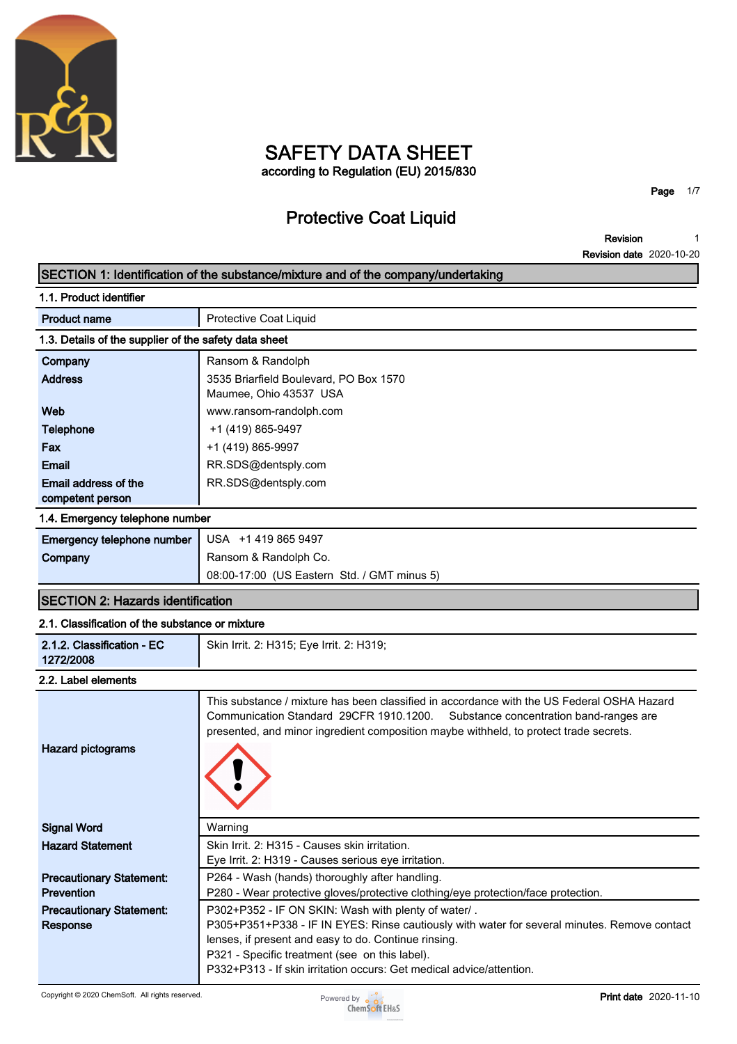# SAFETY DATA SHEET

according to Regulation (EU) 2015/830

## Protective Coat Liquid

**Revision** 1
**Revision date** 2020-10-20

## SECTION 1: Identification of the substance/mixture and of the company/undertaking

### 1.1. Product identifier

| | |
|---|---|
| **Product name** | Protective Coat Liquid |

### 1.3. Details of the supplier of the safety data sheet

| | |
|---|---|
| **Company** | Ransom & Randolph |
| **Address** | 3535 Briarfield Boulevard, PO Box 1570<br>Maumee, Ohio 43537 USA |
| **Web** | www.ransom-randolph.com |
| **Telephone** | +1 (419) 865-9497 |
| **Fax** | +1 (419) 865-9997 |
| **Email** | RR.SDS@dentsply.com |
| **Email address of the competent person** | RR.SDS@dentsply.com |

### 1.4. Emergency telephone number

| | |
|---|---|
| **Emergency telephone number** | USA +1 419 865 9497 |
| **Company** | Ransom & Randolph Co.<br>08:00-17:00 (US Eastern Std. / GMT minus 5) |

## SECTION 2: Hazards identification

### 2.1. Classification of the substance or mixture

| | |
|---|---|
| **2.1.2. Classification - EC 1272/2008** | Skin Irrit. 2: H315; Eye Irrit. 2: H319; |

### 2.2. Label elements

| | |
|---|---|
| **Hazard pictograms** | This substance / mixture has been classified in accordance with the US Federal OSHA Hazard Communication Standard 29CFR 1910.1200. Substance concentration band-ranges are presented, and minor ingredient composition maybe withheld, to protect trade secrets. |
| **Signal Word** | Warning |
| **Hazard Statement** | Skin Irrit. 2: H315 - Causes skin irritation.<br>Eye Irrit. 2: H319 - Causes serious eye irritation. |
| **Precautionary Statement: Prevention** | P264 - Wash (hands) thoroughly after handling.<br>P280 - Wear protective gloves/protective clothing/eye protection/face protection. |
| **Precautionary Statement: Response** | P302+P352 - IF ON SKIN: Wash with plenty of water/ .<br>P305+P351+P338 - IF IN EYES: Rinse cautiously with water for several minutes. Remove contact lenses, if present and easy to do. Continue rinsing.<br>P321 - Specific treatment (see on this label).<br>P332+P313 - If skin irritation occurs: Get medical advice/attention. |

Copyright © 2020 ChemSoft. All rights reserved.

**Print date** 2020-11-10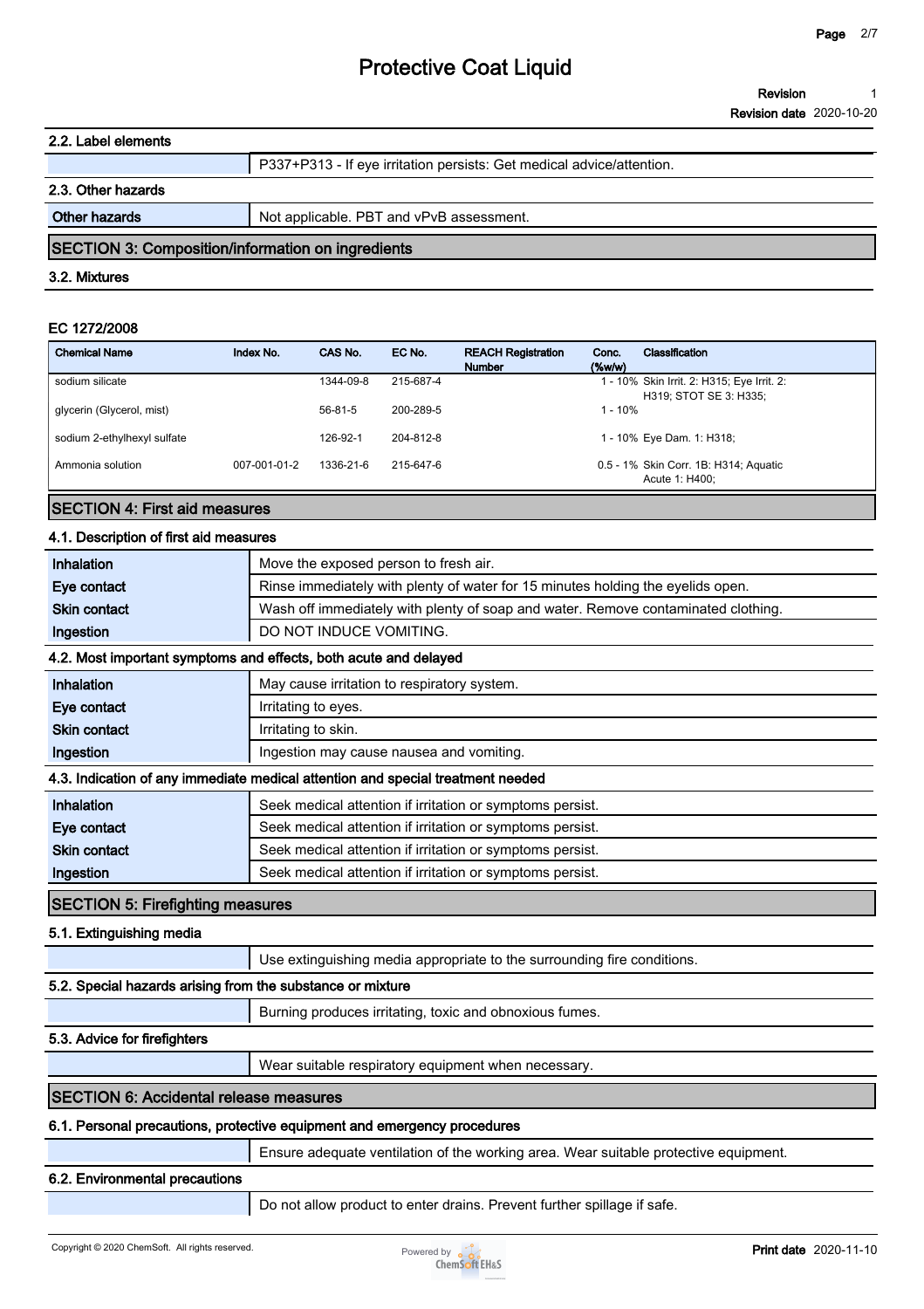### 2.2. Label elements

| | |
|---|---|
| | P337+P313 - If eye irritation persists: Get medical advice/attention. |

### 2.3. Other hazards

| | |
|---|---|
| **Other hazards** | Not applicable. PBT and vPvB assessment. |

## SECTION 3: Composition/information on ingredients

### 3.2. Mixtures

**EC 1272/2008**

| Chemical Name | Index No. | CAS No. | EC No. | REACH Registration Number | Conc. (%w/w) | Classification |
|---|---|---|---|---|---|---|
| sodium silicate | | 1344-09-8 | 215-687-4 | | 1 - 10% | Skin Irrit. 2: H315; Eye Irrit. 2: H319; STOT SE 3: H335; |
| glycerin (Glycerol, mist) | | 56-81-5 | 200-289-5 | | 1 - 10% | |
| sodium 2-ethylhexyl sulfate | | 126-92-1 | 204-812-8 | | 1 - 10% | Eye Dam. 1: H318; |
| Ammonia solution | 007-001-01-2 | 1336-21-6 | 215-647-6 | | 0.5 - 1% | Skin Corr. 1B: H314; Aquatic Acute 1: H400; |

## SECTION 4: First aid measures

### 4.1. Description of first aid measures

| | |
|---|---|
| **Inhalation** | Move the exposed person to fresh air. |
| **Eye contact** | Rinse immediately with plenty of water for 15 minutes holding the eyelids open. |
| **Skin contact** | Wash off immediately with plenty of soap and water. Remove contaminated clothing. |
| **Ingestion** | DO NOT INDUCE VOMITING. |

### 4.2. Most important symptoms and effects, both acute and delayed

| | |
|---|---|
| **Inhalation** | May cause irritation to respiratory system. |
| **Eye contact** | Irritating to eyes. |
| **Skin contact** | Irritating to skin. |
| **Ingestion** | Ingestion may cause nausea and vomiting. |

### 4.3. Indication of any immediate medical attention and special treatment needed

| | |
|---|---|
| **Inhalation** | Seek medical attention if irritation or symptoms persist. |
| **Eye contact** | Seek medical attention if irritation or symptoms persist. |
| **Skin contact** | Seek medical attention if irritation or symptoms persist. |
| **Ingestion** | Seek medical attention if irritation or symptoms persist. |

## SECTION 5: Firefighting measures

### 5.1. Extinguishing media

| | |
|---|---|
| | Use extinguishing media appropriate to the surrounding fire conditions. |

### 5.2. Special hazards arising from the substance or mixture

| | |
|---|---|
| | Burning produces irritating, toxic and obnoxious fumes. |

### 5.3. Advice for firefighters

| | |
|---|---|
| | Wear suitable respiratory equipment when necessary. |

## SECTION 6: Accidental release measures

### 6.1. Personal precautions, protective equipment and emergency procedures

| | |
|---|---|
| | Ensure adequate ventilation of the working area. Wear suitable protective equipment. |

### 6.2. Environmental precautions

| | |
|---|---|
| | Do not allow product to enter drains. Prevent further spillage if safe. |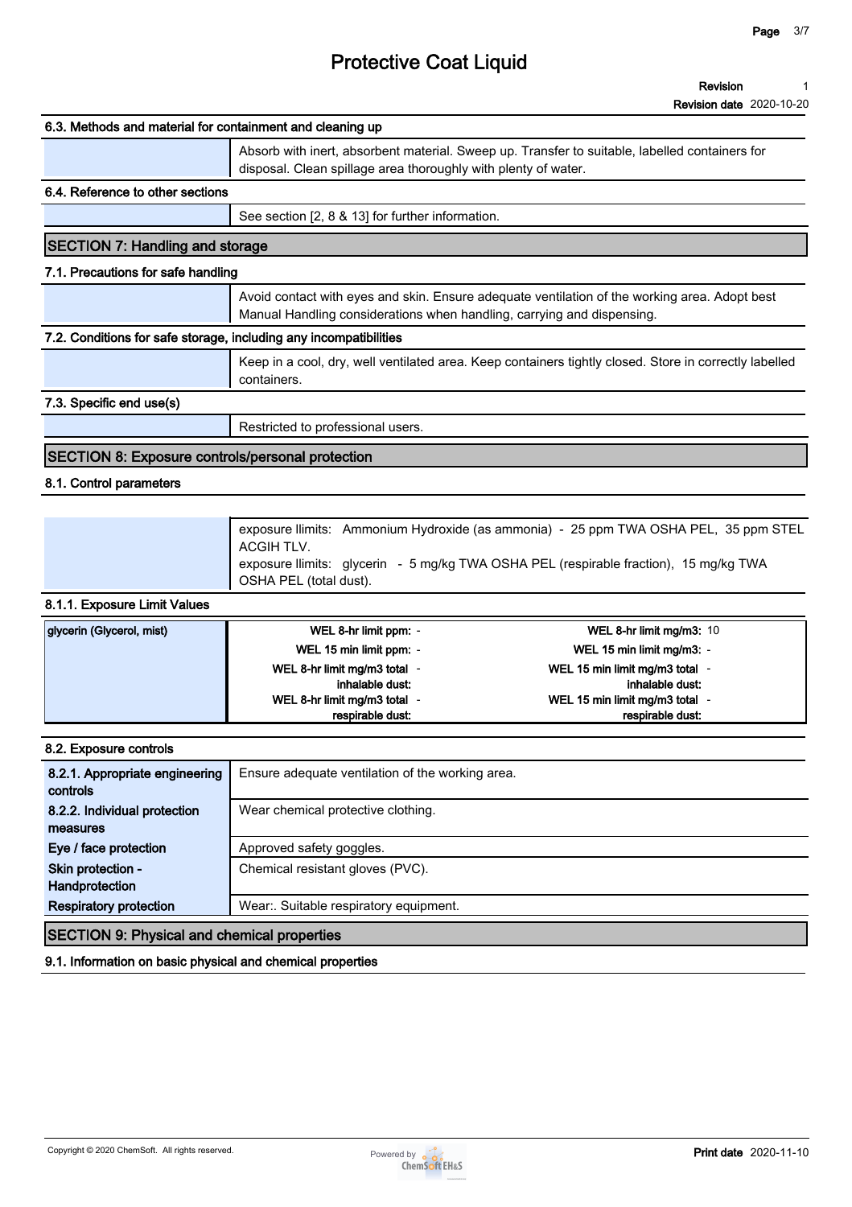### 6.3. Methods and material for containment and cleaning up

Absorb with inert, absorbent material. Sweep up. Transfer to suitable, labelled containers for disposal. Clean spillage area thoroughly with plenty of water.

### 6.4. Reference to other sections

See section [2, 8 & 13] for further information.

## SECTION 7: Handling and storage

### 7.1. Precautions for safe handling

Avoid contact with eyes and skin. Ensure adequate ventilation of the working area. Adopt best Manual Handling considerations when handling, carrying and dispensing.

### 7.2. Conditions for safe storage, including any incompatibilities

Keep in a cool, dry, well ventilated area. Keep containers tightly closed. Store in correctly labelled containers.

### 7.3. Specific end use(s)

Restricted to professional users.

## SECTION 8: Exposure controls/personal protection

### 8.1. Control parameters

exposure llimits: Ammonium Hydroxide (as ammonia) - 25 ppm TWA OSHA PEL, 35 ppm STEL ACGIH TLV.
exposure llimits: glycerin - 5 mg/kg TWA OSHA PEL (respirable fraction), 15 mg/kg TWA OSHA PEL (total dust).

### 8.1.1. Exposure Limit Values

| glycerin (Glycerol, mist) | | |
|---|---|---|
| | WEL 8-hr limit ppm: - | WEL 8-hr limit mg/m3: 10 |
| | WEL 15 min limit ppm: - | WEL 15 min limit mg/m3: - |
| | WEL 8-hr limit mg/m3 total inhalable dust: - | WEL 15 min limit mg/m3 total inhalable dust: - |
| | WEL 8-hr limit mg/m3 total respirable dust: - | WEL 15 min limit mg/m3 total respirable dust: - |

### 8.2. Exposure controls

| | |
|---|---|
| **8.2.1. Appropriate engineering controls** | Ensure adequate ventilation of the working area. |
| **8.2.2. Individual protection measures** | Wear chemical protective clothing. |
| **Eye / face protection** | Approved safety goggles. |
| **Skin protection - Handprotection** | Chemical resistant gloves (PVC). |
| **Respiratory protection** | Wear:. Suitable respiratory equipment. |

## SECTION 9: Physical and chemical properties

### 9.1. Information on basic physical and chemical properties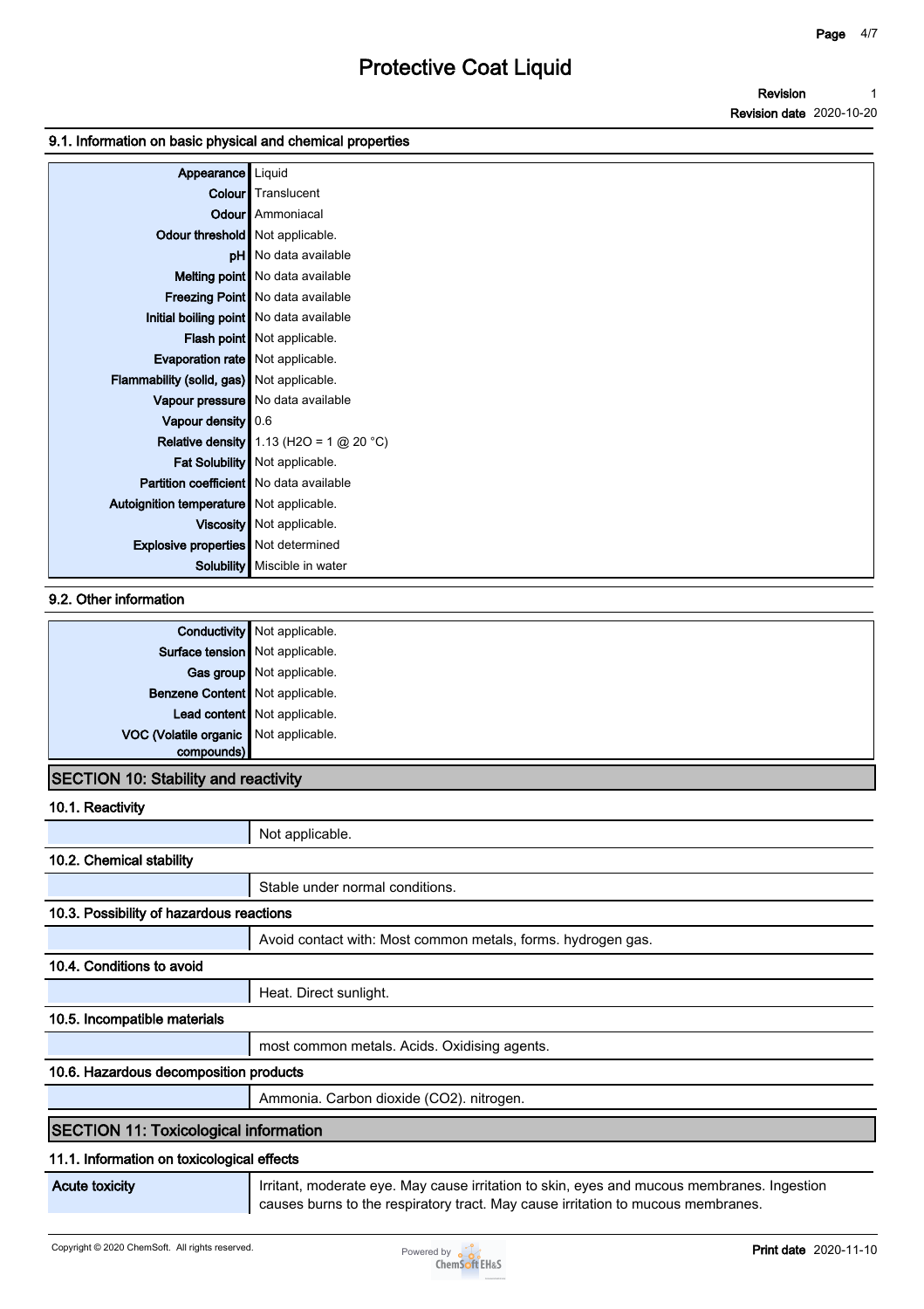### 9.1. Information on basic physical and chemical properties

| | |
|---|---|
| **Appearance** | Liquid |
| **Colour** | Translucent |
| **Odour** | Ammoniacal |
| **Odour threshold** | Not applicable. |
| **pH** | No data available |
| **Melting point** | No data available |
| **Freezing Point** | No data available |
| **Initial boiling point** | No data available |
| **Flash point** | Not applicable. |
| **Evaporation rate** | Not applicable. |
| **Flammability (solid, gas)** | Not applicable. |
| **Vapour pressure** | No data available |
| **Vapour density** | 0.6 |
| **Relative density** | 1.13 ($H_2O$ = 1 @ 20 °C) |
| **Fat Solubility** | Not applicable. |
| **Partition coefficient** | No data available |
| **Autoignition temperature** | Not applicable. |
| **Viscosity** | Not applicable. |
| **Explosive properties** | Not determined |
| **Solubility** | Miscible in water |

### 9.2. Other information

| | |
|---|---|
| **Conductivity** | Not applicable. |
| **Surface tension** | Not applicable. |
| **Gas group** | Not applicable. |
| **Benzene Content** | Not applicable. |
| **Lead content** | Not applicable. |
| **VOC (Volatile organic compounds)** | Not applicable. |

## SECTION 10: Stability and reactivity

### 10.1. Reactivity

Not applicable.

### 10.2. Chemical stability

Stable under normal conditions.

### 10.3. Possibility of hazardous reactions

Avoid contact with: Most common metals, forms. hydrogen gas.

### 10.4. Conditions to avoid

Heat. Direct sunlight.

### 10.5. Incompatible materials

most common metals. Acids. Oxidising agents.

### 10.6. Hazardous decomposition products

Ammonia. Carbon dioxide ($CO_2$). nitrogen.

## SECTION 11: Toxicological information

### 11.1. Information on toxicological effects

| | |
|---|---|
| **Acute toxicity** | Irritant, moderate eye. May cause irritation to skin, eyes and mucous membranes. Ingestion causes burns to the respiratory tract. May cause irritation to mucous membranes. |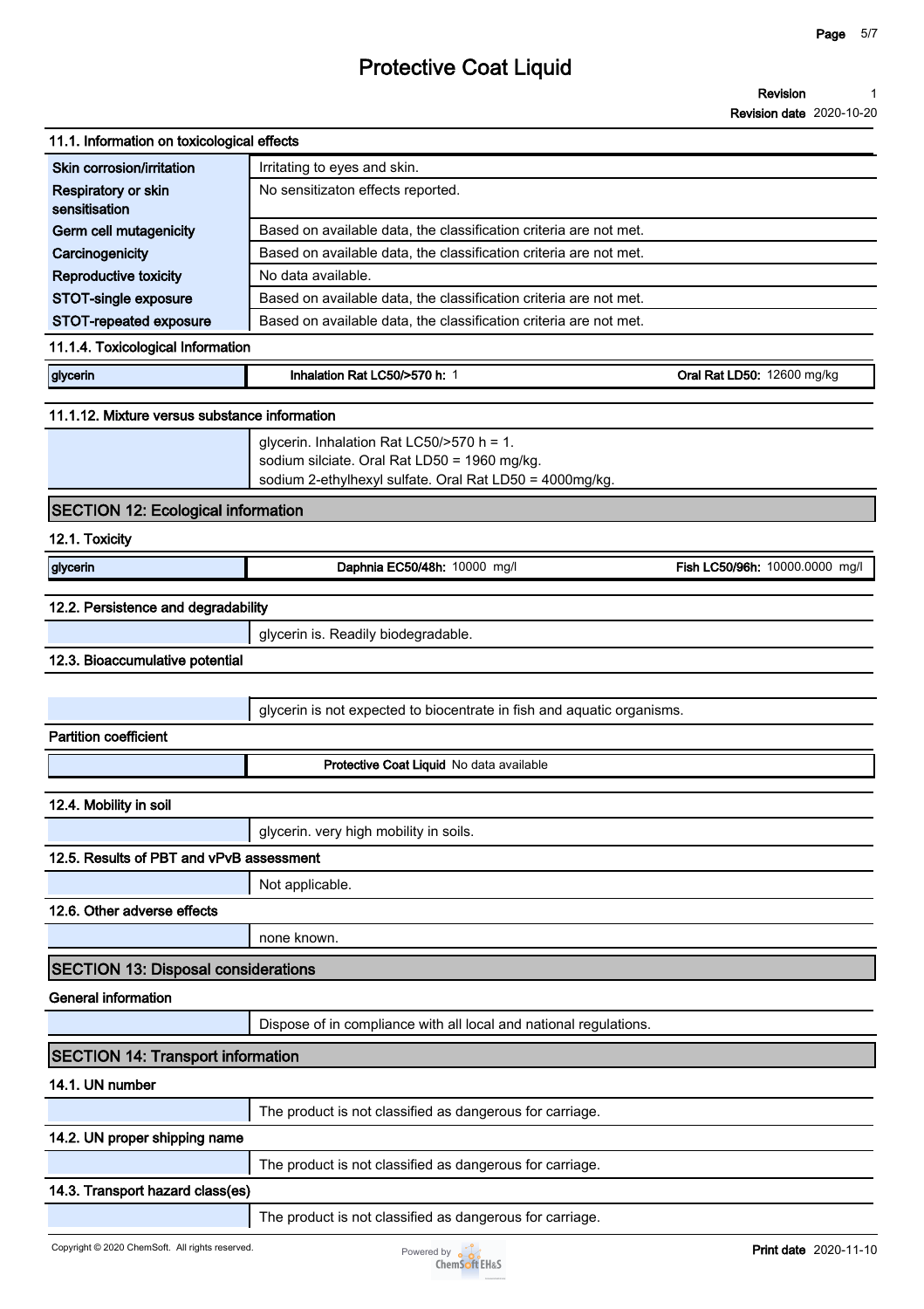## 11.1. Information on toxicological effects

| | |
|---|---|
| Skin corrosion/irritation | Irritating to eyes and skin. |
| Respiratory or skin sensitisation | No sensitizaton effects reported. |
| Germ cell mutagenicity | Based on available data, the classification criteria are not met. |
| Carcinogenicity | Based on available data, the classification criteria are not met. |
| Reproductive toxicity | No data available. |
| STOT-single exposure | Based on available data, the classification criteria are not met. |
| STOT-repeated exposure | Based on available data, the classification criteria are not met. |

### 11.1.4. Toxicological Information

| | | |
|---|---|---|
| glycerin | **Inhalation Rat LC50/>570 h:** 1 | **Oral Rat LD50:** 12600 mg/kg |

### 11.1.12. Mixture versus substance information

glycerin. Inhalation Rat LC50/>570 h = 1.
sodium silciate. Oral Rat LD50 = 1960 mg/kg.
sodium 2-ethylhexyl sulfate. Oral Rat LD50 = 4000mg/kg.

## SECTION 12: Ecological information

### 12.1. Toxicity

| | | |
|---|---|---|
| glycerin | **Daphnia EC50/48h:** 10000 mg/l | **Fish LC50/96h:** 10000.0000 mg/l |

### 12.2. Persistence and degradability

glycerin is. Readily biodegradable.

### 12.3. Bioaccumulative potential

glycerin is not expected to biocentrate in fish and aquatic organisms.

**Partition coefficient**

**Protective Coat Liquid** No data available

### 12.4. Mobility in soil

glycerin. very high mobility in soils.

### 12.5. Results of PBT and vPvB assessment

Not applicable.

### 12.6. Other adverse effects

none known.

## SECTION 13: Disposal considerations

**General information**

Dispose of in compliance with all local and national regulations.

## SECTION 14: Transport information

### 14.1. UN number

The product is not classified as dangerous for carriage.

### 14.2. UN proper shipping name

The product is not classified as dangerous for carriage.

### 14.3. Transport hazard class(es)

The product is not classified as dangerous for carriage.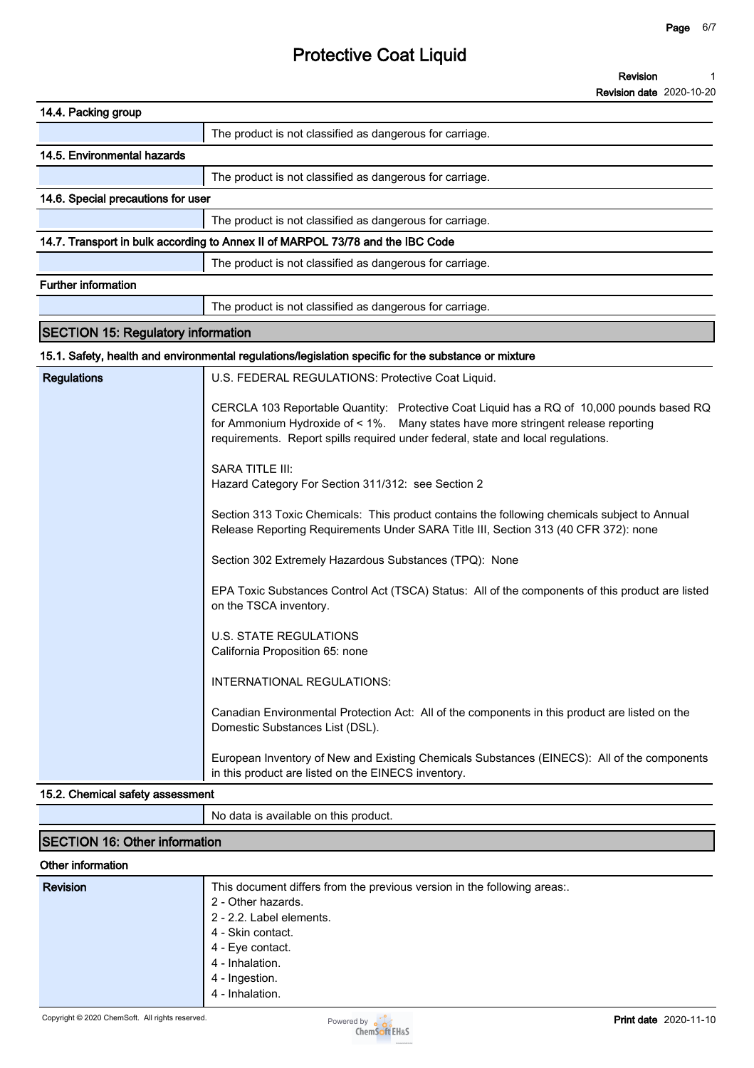### 14.4. Packing group

| | |
|---|---|
| | The product is not classified as dangerous for carriage. |

### 14.5. Environmental hazards

| | |
|---|---|
| | The product is not classified as dangerous for carriage. |

### 14.6. Special precautions for user

| | |
|---|---|
| | The product is not classified as dangerous for carriage. |

### 14.7. Transport in bulk according to Annex II of MARPOL 73/78 and the IBC Code

| | |
|---|---|
| | The product is not classified as dangerous for carriage. |

### Further information

| | |
|---|---|
| | The product is not classified as dangerous for carriage. |

## SECTION 15: Regulatory information

### 15.1. Safety, health and environmental regulations/legislation specific for the substance or mixture

**Regulations**

U.S. FEDERAL REGULATIONS: Protective Coat Liquid.

CERCLA 103 Reportable Quantity: Protective Coat Liquid has a RQ of 10,000 pounds based RQ for Ammonium Hydroxide of < 1%. Many states have more stringent release reporting requirements. Report spills required under federal, state and local regulations.

SARA TITLE III:
Hazard Category For Section 311/312: see Section 2

Section 313 Toxic Chemicals: This product contains the following chemicals subject to Annual Release Reporting Requirements Under SARA Title III, Section 313 (40 CFR 372): none

Section 302 Extremely Hazardous Substances (TPQ): None

EPA Toxic Substances Control Act (TSCA) Status: All of the components of this product are listed on the TSCA inventory.

U.S. STATE REGULATIONS
California Proposition 65: none

INTERNATIONAL REGULATIONS:

Canadian Environmental Protection Act: All of the components in this product are listed on the Domestic Substances List (DSL).

European Inventory of New and Existing Chemicals Substances (EINECS): All of the components in this product are listed on the EINECS inventory.

### 15.2. Chemical safety assessment

| | |
|---|---|
| | No data is available on this product. |

## SECTION 16: Other information

### Other information

**Revision**

This document differs from the previous version in the following areas:.
2 - Other hazards.
2 - 2.2. Label elements.
4 - Skin contact.
4 - Eye contact.
4 - Inhalation.
4 - Ingestion.
4 - Inhalation.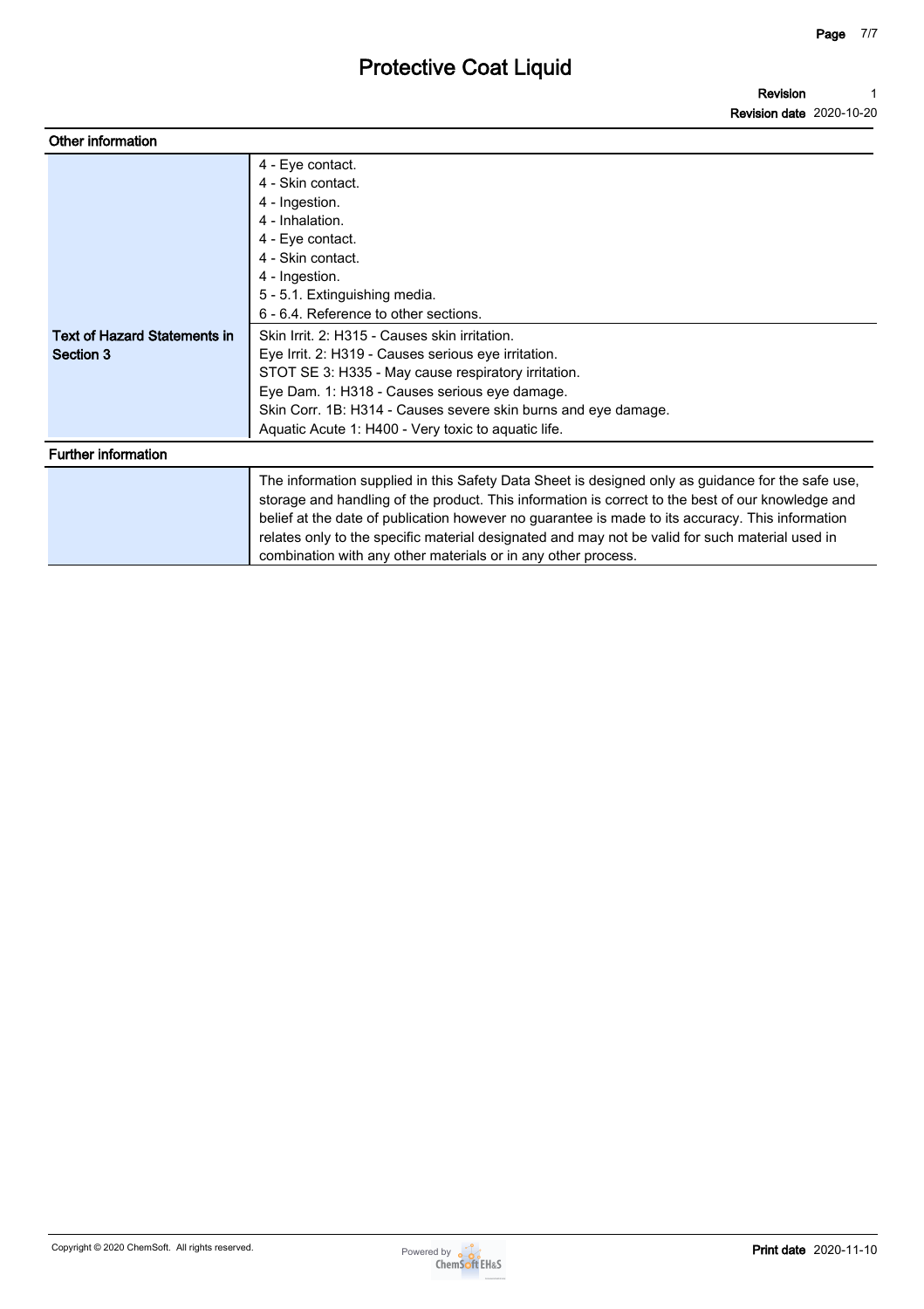## Other information

| | |
|---|---|
| | 4 - Eye contact.<br>4 - Skin contact.<br>4 - Ingestion.<br>4 - Inhalation.<br>4 - Eye contact.<br>4 - Skin contact.<br>4 - Ingestion.<br>5 - 5.1. Extinguishing media.<br>6 - 6.4. Reference to other sections. |
| **Text of Hazard Statements in Section 3** | Skin Irrit. 2: H315 - Causes skin irritation.<br>Eye Irrit. 2: H319 - Causes serious eye irritation.<br>STOT SE 3: H335 - May cause respiratory irritation.<br>Eye Dam. 1: H318 - Causes serious eye damage.<br>Skin Corr. 1B: H314 - Causes severe skin burns and eye damage.<br>Aquatic Acute 1: H400 - Very toxic to aquatic life. |

## Further information

| | |
|---|---|
| | The information supplied in this Safety Data Sheet is designed only as guidance for the safe use, storage and handling of the product. This information is correct to the best of our knowledge and belief at the date of publication however no guarantee is made to its accuracy. This information relates only to the specific material designated and may not be valid for such material used in combination with any other materials or in any other process. |